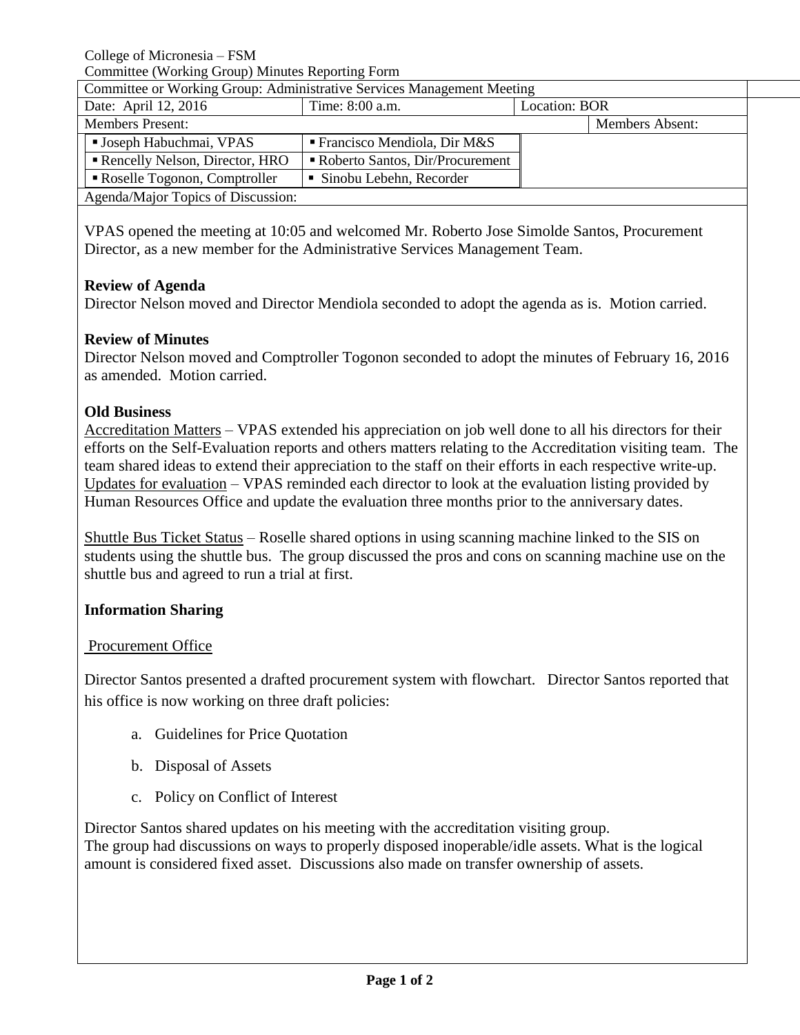College of Micronesia – FSM
Committee (Working Group) Minutes Reporting Form

| Committee or Working Group: Administrative Services Management Meeting | | | |
|---|---|---|---|
| Date: April 12, 2016 | Time: 8:00 a.m. | Location: BOR | |
| Members Present: | | | Members Absent: |
| ▪ Joseph Habuchmai, VPAS | ▪ Francisco Mendiola, Dir M&S | | |
| ▪ Rencelly Nelson, Director, HRO | ▪ Roberto Santos, Dir/Procurement | | |
| ▪ Roselle Togonon, Comptroller | ▪ Sinobu Lebehn, Recorder | | |
| Agenda/Major Topics of Discussion: | | | |

VPAS opened the meeting at 10:05 and welcomed Mr. Roberto Jose Simolde Santos, Procurement Director, as a new member for the Administrative Services Management Team.

**Review of Agenda**
Director Nelson moved and Director Mendiola seconded to adopt the agenda as is. Motion carried.

**Review of Minutes**
Director Nelson moved and Comptroller Togonon seconded to adopt the minutes of February 16, 2016 as amended. Motion carried.

**Old Business**
Accreditation Matters – VPAS extended his appreciation on job well done to all his directors for their efforts on the Self-Evaluation reports and others matters relating to the Accreditation visiting team. The team shared ideas to extend their appreciation to the staff on their efforts in each respective write-up.
Updates for evaluation – VPAS reminded each director to look at the evaluation listing provided by Human Resources Office and update the evaluation three months prior to the anniversary dates.

Shuttle Bus Ticket Status – Roselle shared options in using scanning machine linked to the SIS on students using the shuttle bus. The group discussed the pros and cons on scanning machine use on the shuttle bus and agreed to run a trial at first.

**Information Sharing**

Procurement Office

Director Santos presented a drafted procurement system with flowchart. Director Santos reported that his office is now working on three draft policies:

a. Guidelines for Price Quotation
b. Disposal of Assets
c. Policy on Conflict of Interest

Director Santos shared updates on his meeting with the accreditation visiting group.
The group had discussions on ways to properly disposed inoperable/idle assets. What is the logical amount is considered fixed asset. Discussions also made on transfer ownership of assets.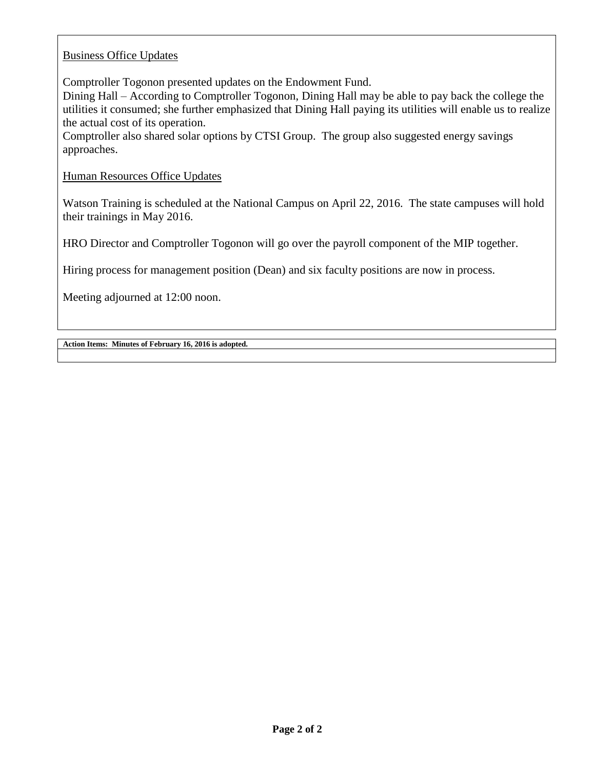Business Office Updates

Comptroller Togonon presented updates on the Endowment Fund.
Dining Hall – According to Comptroller Togonon, Dining Hall may be able to pay back the college the utilities it consumed; she further emphasized that Dining Hall paying its utilities will enable us to realize the actual cost of its operation.
Comptroller also shared solar options by CTSI Group. The group also suggested energy savings approaches.

Human Resources Office Updates

Watson Training is scheduled at the National Campus on April 22, 2016. The state campuses will hold their trainings in May 2016.

HRO Director and Comptroller Togonon will go over the payroll component of the MIP together.

Hiring process for management position (Dean) and six faculty positions are now in process.

Meeting adjourned at 12:00 noon.

**Action Items: Minutes of February 16, 2016 is adopted.**